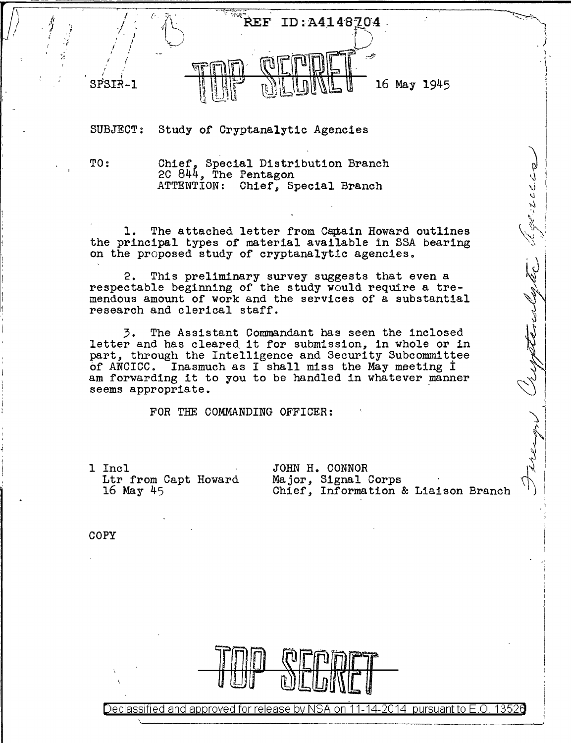REF ID:A4148704

TOP SECRET

SPSIR-1 16 May 1945

SUBJECT: Study of Cryptanalytic Agencies

TO: Chief, Special Distribution Branch
2C 844, The Pentagon
ATTENTION: Chief, Special Branch

1. The attached letter from Captain Howard outlines the principal types of material available in SSA bearing on the proposed study of cryptanalytic agencies.

2. This preliminary survey suggests that even a respectable beginning of the study would require a tremendous amount of work and the services of a substantial research and clerical staff.

3. The Assistant Commandant has seen the inclosed letter and has cleared it for submission, in whole or in part, through the Intelligence and Security Subcommittee of ANCICC. Inasmuch as I shall miss the May meeting I am forwarding it to you to be handled in whatever manner seems appropriate.

FOR THE COMMANDING OFFICER:

1 Incl
Ltr from Capt Howard
16 May 45

JOHN H. CONNOR
Major, Signal Corps
Chief, Information & Liaison Branch

COPY

Foreign Cryptanalytic Agencies

TOP SECRET

Declassified and approved for release by NSA on 11-14-2014 pursuant to E.O. 13526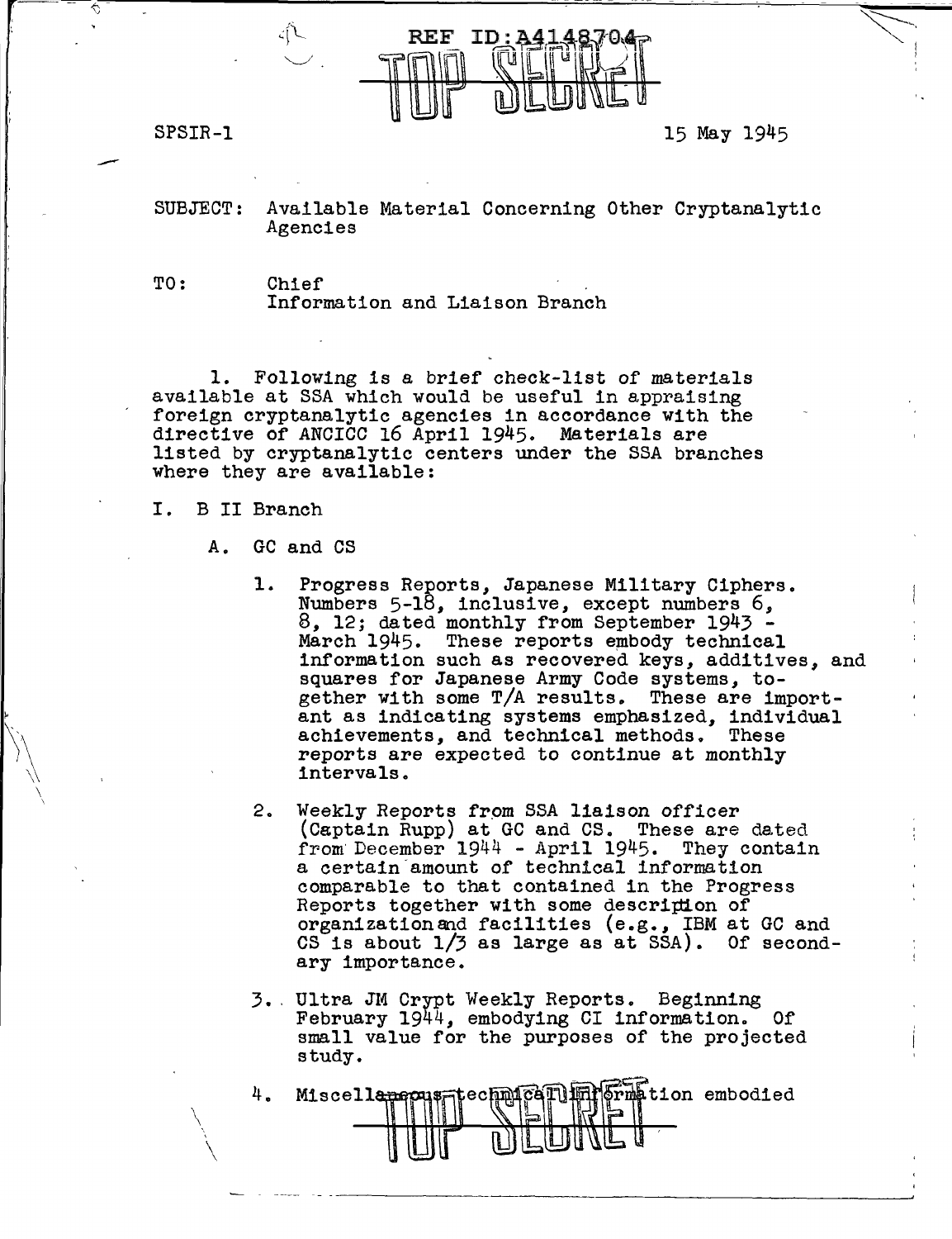REF ID:A4148704

TOP SECRET

SPSIR-1

15 May 1945

SUBJECT: Available Material Concerning Other Cryptanalytic Agencies

TO: Chief
Information and Liaison Branch

1. Following is a brief check-list of materials available at SSA which would be useful in appraising foreign cryptanalytic agencies in accordance with the directive of ANCICC 16 April 1945. Materials are listed by cryptanalytic centers under the SSA branches where they are available:

I. B II Branch

A. GC and CS

1. Progress Reports, Japanese Military Ciphers. Numbers 5-18, inclusive, except numbers 6, 8, 12; dated monthly from September 1943 - March 1945. These reports embody technical information such as recovered keys, additives, and squares for Japanese Army Code systems, together with some T/A results. These are important as indicating systems emphasized, individual achievements, and technical methods. These reports are expected to continue at monthly intervals.

2. Weekly Reports from SSA liaison officer (Captain Rupp) at GC and CS. These are dated from December 1944 - April 1945. They contain a certain amount of technical information comparable to that contained in the Progress Reports together with some description of organization and facilities (e.g., IBM at GC and CS is about 1/3 as large as at SSA). Of secondary importance.

3. Ultra JM Crypt Weekly Reports. Beginning February 1944, embodying CI information. Of small value for the purposes of the projected study.

4. Miscellaneous technical information embodied

TOP SECRET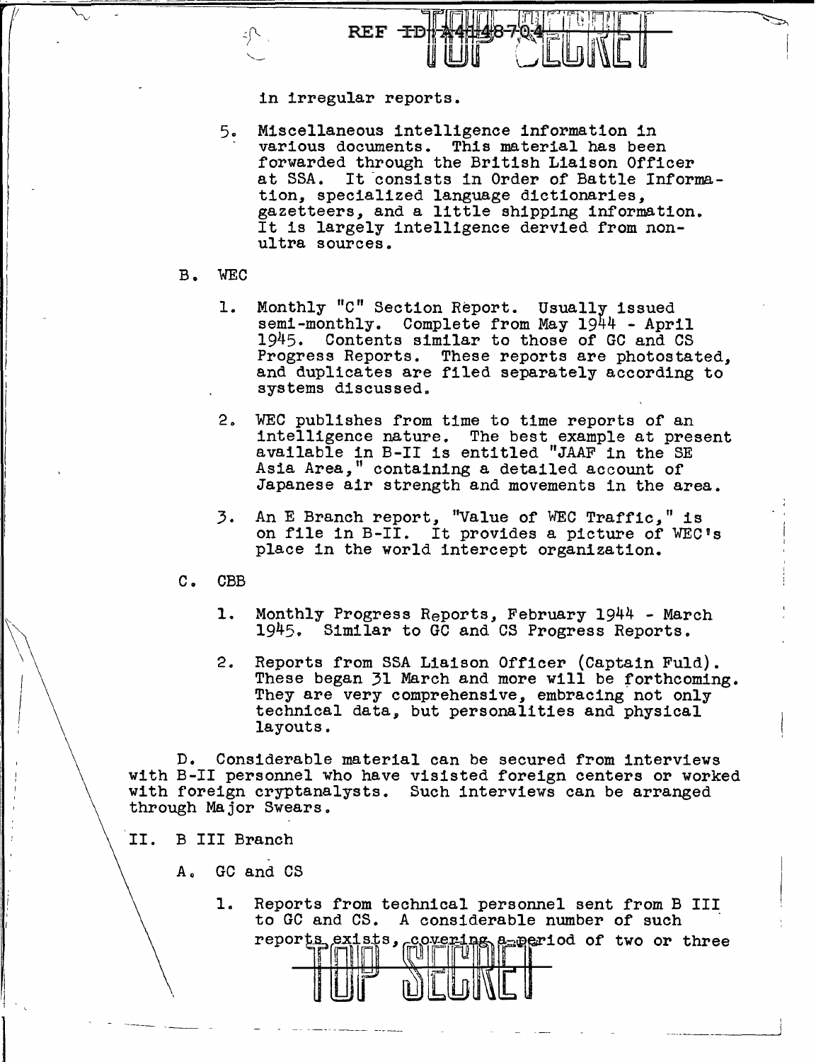in irregular reports.

5. Miscellaneous intelligence information in various documents. This material has been forwarded through the British Liaison Officer at SSA. It consists in Order of Battle Information, specialized language dictionaries, gazetteers, and a little shipping information. It is largely intelligence dervied from non-ultra sources.

B. WEC

1. Monthly "C" Section Report. Usually issued semi-monthly. Complete from May 1944 - April 1945. Contents similar to those of GC and CS Progress Reports. These reports are photostated, and duplicates are filed separately according to systems discussed.

2. WEC publishes from time to time reports of an intelligence nature. The best example at present available in B-II is entitled "JAAF in the SE Asia Area," containing a detailed account of Japanese air strength and movements in the area.

3. An E Branch report, "Value of WEC Traffic," is on file in B-II. It provides a picture of WEC's place in the world intercept organization.

C. CBB

1. Monthly Progress Reports, February 1944 - March 1945. Similar to GC and CS Progress Reports.

2. Reports from SSA Liaison Officer (Captain Fuld). These began 31 March and more will be forthcoming. They are very comprehensive, embracing not only technical data, but personalities and physical layouts.

D. Considerable material can be secured from interviews with B-II personnel who have visisted foreign centers or worked with foreign cryptanalysts. Such interviews can be arranged through Major Swears.

II. B III Branch

A. GC and CS

1. Reports from technical personnel sent from B III to GC and CS. A considerable number of such reports exists, covering a period of two or three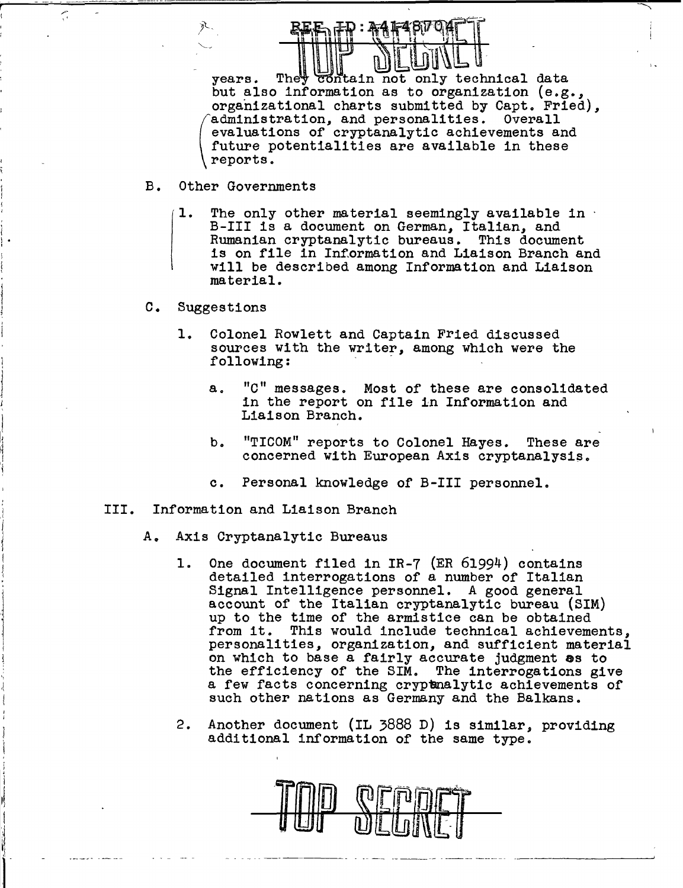years. They contain not only technical data but also information as to organization (e.g., organizational charts submitted by Capt. Fried), administration, and personalities. Overall evaluations of cryptanalytic achievements and future potentialities are available in these reports.

B. Other Governments

1. The only other material seemingly available in B-III is a document on German, Italian, and Rumanian cryptanalytic bureaus. This document is on file in Information and Liaison Branch and will be described among Information and Liaison material.

C. Suggestions

1. Colonel Rowlett and Captain Fried discussed sources with the writer, among which were the following:

   a. "C" messages. Most of these are consolidated in the report on file in Information and Liaison Branch.

   b. "TICOM" reports to Colonel Hayes. These are concerned with European Axis cryptanalysis.

   c. Personal knowledge of B-III personnel.

III. Information and Liaison Branch

A. Axis Cryptanalytic Bureaus

1. One document filed in IR-7 (ER 61994) contains detailed interrogations of a number of Italian Signal Intelligence personnel. A good general account of the Italian cryptanalytic bureau (SIM) up to the time of the armistice can be obtained from it. This would include technical achievements, personalities, organization, and sufficient material on which to base a fairly accurate judgment as to the efficiency of the SIM. The interrogations give a few facts concerning cryptanalytic achievements of such other nations as Germany and the Balkans.

2. Another document (IL 3888 D) is similar, providing additional information of the same type.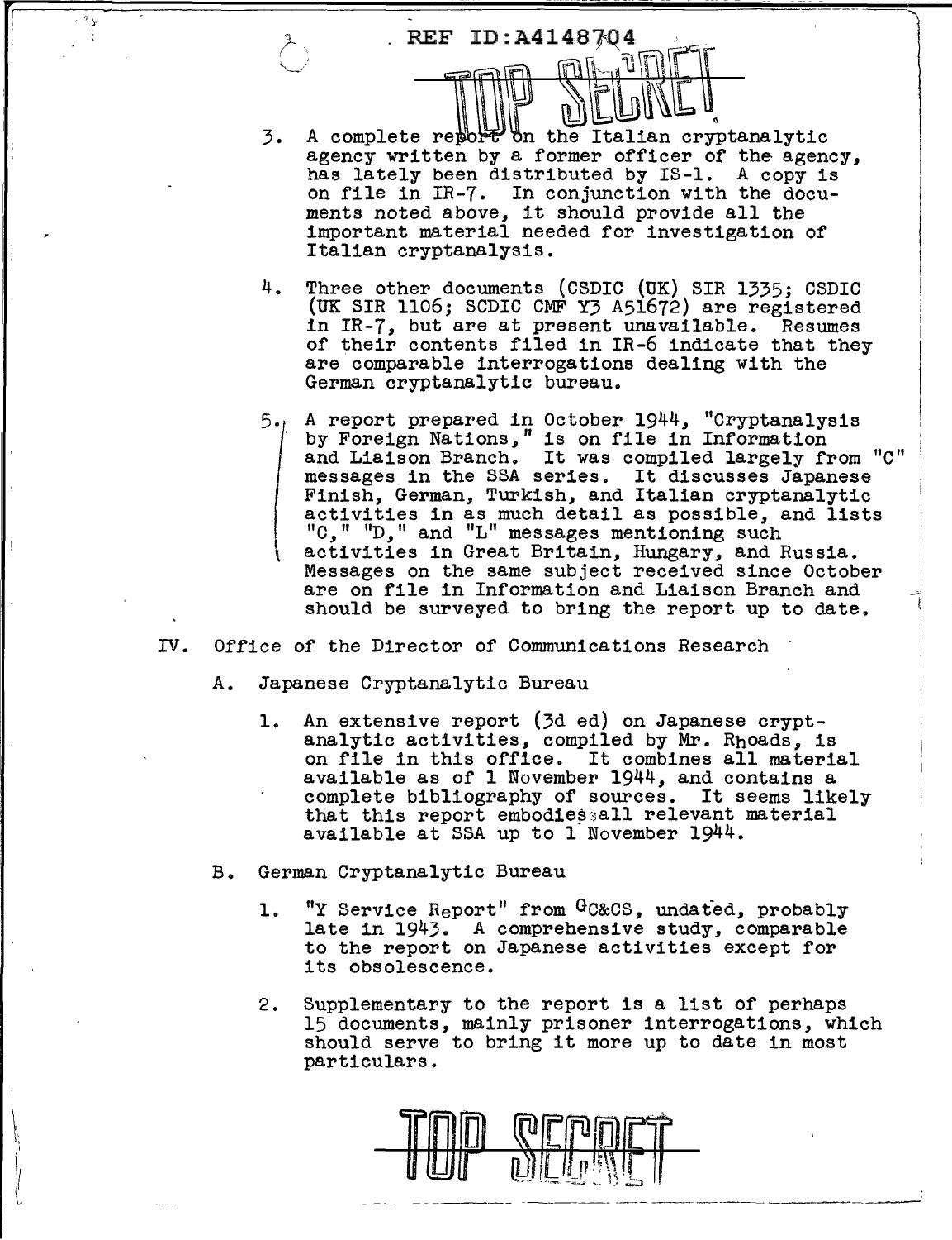3. A complete report on the Italian cryptanalytic agency written by a former officer of the agency, has lately been distributed by IS-1. A copy is on file in IR-7. In conjunction with the documents noted above, it should provide all the important material needed for investigation of Italian cryptanalysis.

4. Three other documents (CSDIC (UK) SIR 1335; CSDIC (UK SIR 1106; SCDIC CMF Y3 A51672) are registered in IR-7, but are at present unavailable. Resumes of their contents filed in IR-6 indicate that they are comparable interrogations dealing with the German cryptanalytic bureau.

5. A report prepared in October 1944, "Cryptanalysis by Foreign Nations," is on file in Information and Liaison Branch. It was compiled largely from "C" messages in the SSA series. It discusses Japanese Finish, German, Turkish, and Italian cryptanalytic activities in as much detail as possible, and lists "C," "D," and "L" messages mentioning such activities in Great Britain, Hungary, and Russia. Messages on the same subject received since October are on file in Information and Liaison Branch and should be surveyed to bring the report up to date.

IV. Office of the Director of Communications Research

A. Japanese Cryptanalytic Bureau

1. An extensive report (3d ed) on Japanese cryptanalytic activities, compiled by Mr. Rhoads, is on file in this office. It combines all material available as of 1 November 1944, and contains a complete bibliography of sources. It seems likely that this report embodies all relevant material available at SSA up to 1 November 1944.

B. German Cryptanalytic Bureau

1. "Y Service Report" from GC&CS, undated, probably late in 1943. A comprehensive study, comparable to the report on Japanese activities except for its obsolescence.

2. Supplementary to the report is a list of perhaps 15 documents, mainly prisoner interrogations, which should serve to bring it more up to date in most particulars.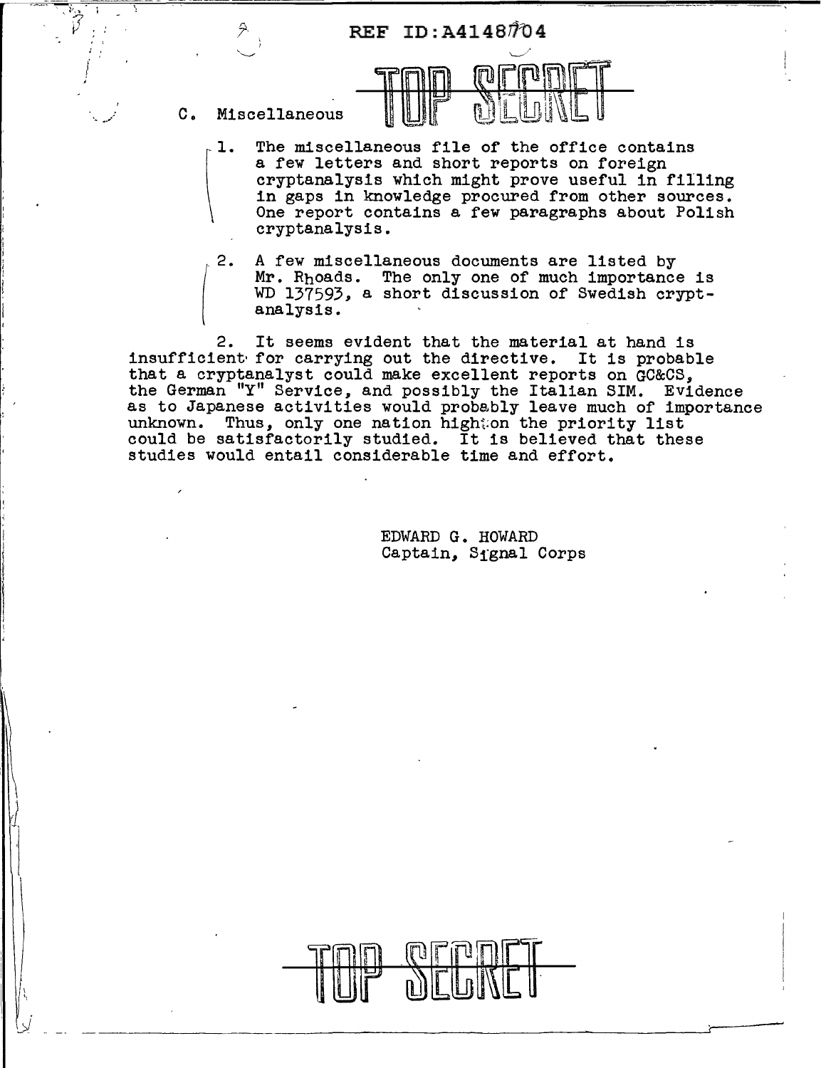REF ID:A4148704

TOP SECRET

C. Miscellaneous

1. The miscellaneous file of the office contains a few letters and short reports on foreign cryptanalysis which might prove useful in filling in gaps in knowledge procured from other sources. One report contains a few paragraphs about Polish cryptanalysis.

2. A few miscellaneous documents are listed by Mr. Rhoads. The only one of much importance is WD 137593, a short discussion of Swedish cryptanalysis.

2. It seems evident that the material at hand is insufficient for carrying out the directive. It is probable that a cryptanalyst could make excellent reports on GC&CS, the German "Y" Service, and possibly the Italian SIM. Evidence as to Japanese activities would probably leave much of importance unknown. Thus, only one nation high on the priority list could be satisfactorily studied. It is believed that these studies would entail considerable time and effort.

EDWARD G. HOWARD
Captain, Signal Corps

TOP SECRET